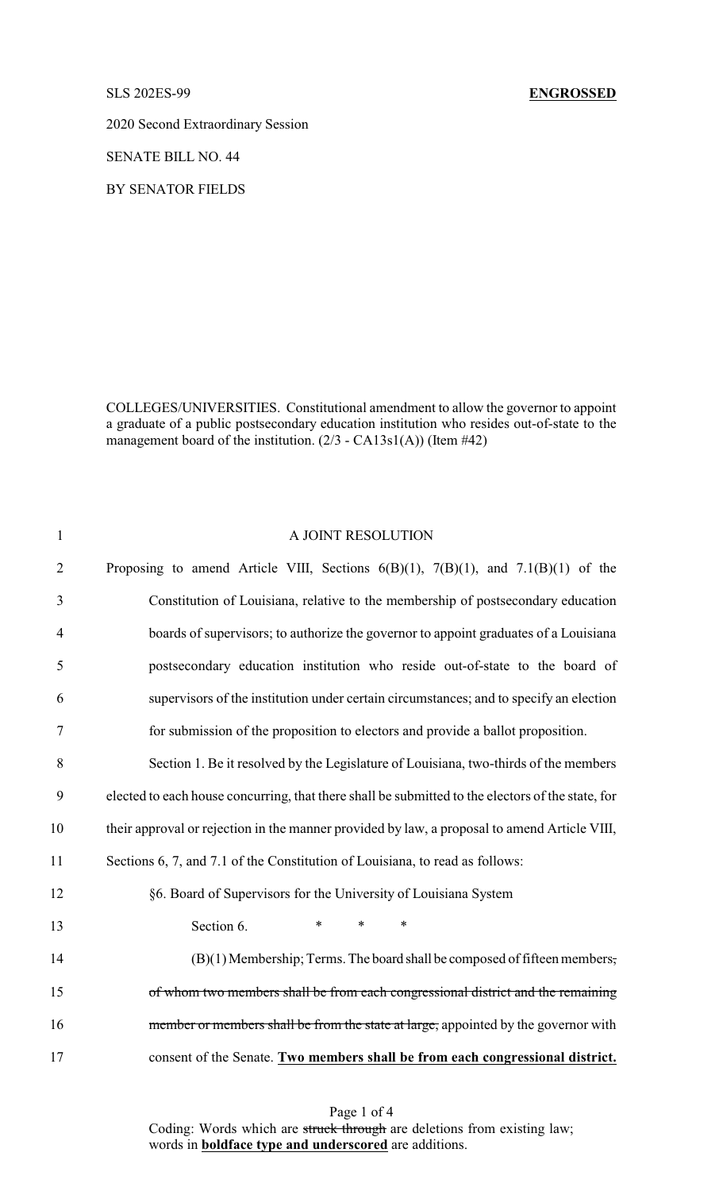SLS 202ES-99 **ENGROSSED**

2020 Second Extraordinary Session

SENATE BILL NO. 44

BY SENATOR FIELDS

COLLEGES/UNIVERSITIES. Constitutional amendment to allow the governor to appoint a graduate of a public postsecondary education institution who resides out-of-state to the management board of the institution. (2/3 - CA13s1(A)) (Item #42)

1 A JOINT RESOLUTION

2 Proposing to amend Article VIII, Sections 6(B)(1), 7(B)(1), and 7.1(B)(1) of the

3 Constitution of Louisiana, relative to the membership of postsecondary education

4 boards of supervisors; to authorize the governor to appoint graduates of a Louisiana

5 postsecondary education institution who reside out-of-state to the board of

6 supervisors of the institution under certain circumstances; and to specify an election

7 for submission of the proposition to electors and provide a ballot proposition.

8 Section 1. Be it resolved by the Legislature of Louisiana, two-thirds of the members

9 elected to each house concurring, that there shall be submitted to the electors of the state, for

10 their approval or rejection in the manner provided by law, a proposal to amend Article VIII,

11 Sections 6, 7, and 7.1 of the Constitution of Louisiana, to read as follows:

12 §6. Board of Supervisors for the University of Louisiana System

13 Section 6. * * *

14 (B)(1) Membership; Terms. The board shall be composed of fifteen members~~,~~

15 ~~of whom two members shall be from each congressional district and the remaining~~

16 ~~member or members shall be from the state at large,~~ appointed by the governor with

17 consent of the Senate. **<u>Two members shall be from each congressional district.</u>**

Coding: Words which are ~~struck through~~ are deletions from existing law; words in **<u>boldface type and underscored</u>** are additions.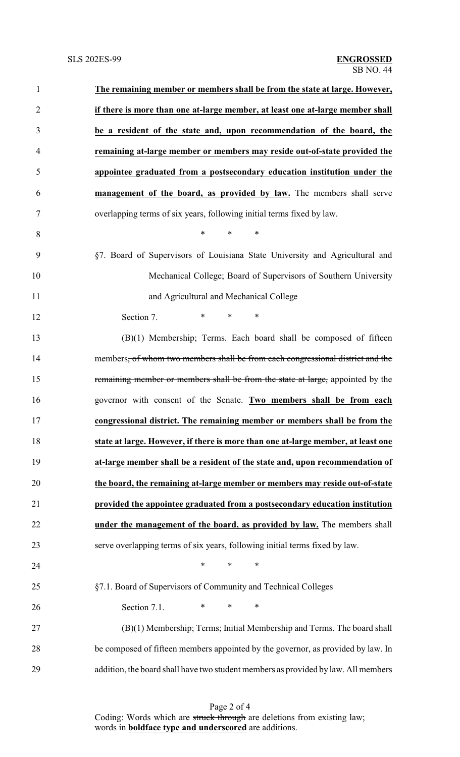**The remaining member or members shall be from the state at large. However, if there is more than one at-large member, at least one at-large member shall be a resident of the state and, upon recommendation of the board, the remaining at-large member or members may reside out-of-state provided the appointee graduated from a postsecondary education institution under the management of the board, as provided by law.** The members shall serve overlapping terms of six years, following initial terms fixed by law.

\* \* \*

§7. Board of Supervisors of Louisiana State University and Agricultural and Mechanical College; Board of Supervisors of Southern University and Agricultural and Mechanical College

Section 7. \* \* \*

(B)(1) Membership; Terms. Each board shall be composed of fifteen members~~, of whom two members shall be from each congressional district and the remaining member or members shall be from the state at large,~~ appointed by the governor with consent of the Senate. **Two members shall be from each congressional district. The remaining member or members shall be from the state at large. However, if there is more than one at-large member, at least one at-large member shall be a resident of the state and, upon recommendation of the board, the remaining at-large member or members may reside out-of-state provided the appointee graduated from a postsecondary education institution under the management of the board, as provided by law.** The members shall serve overlapping terms of six years, following initial terms fixed by law.

\* \* \*

§7.1. Board of Supervisors of Community and Technical Colleges

Section 7.1. \* \* \*

(B)(1) Membership; Terms; Initial Membership and Terms. The board shall be composed of fifteen members appointed by the governor, as provided by law. In addition, the board shall have two student members as provided by law. All members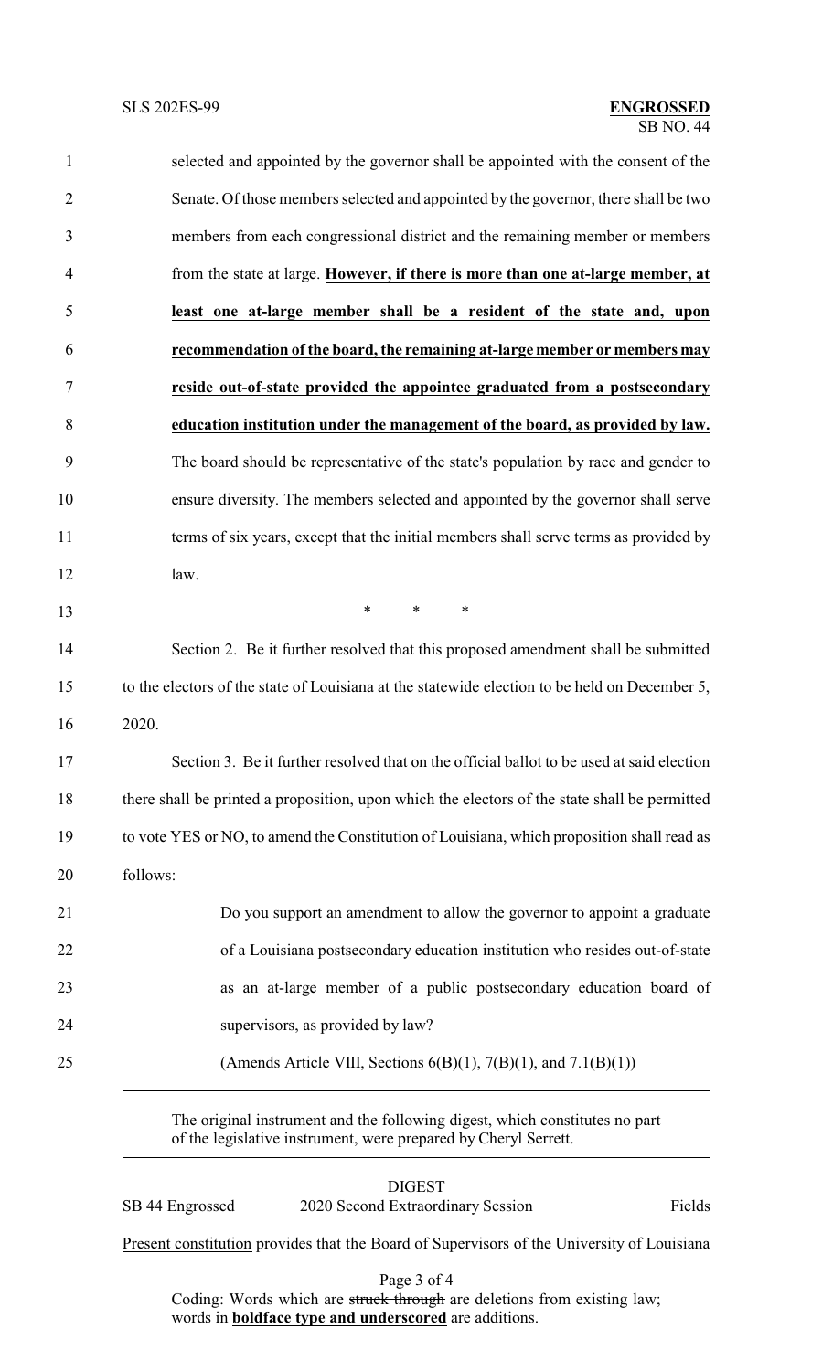selected and appointed by the governor shall be appointed with the consent of the Senate. Of those members selected and appointed by the governor, there shall be two members from each congressional district and the remaining member or members from the state at large. **<u>However, if there is more than one at-large member, at least one at-large member shall be a resident of the state and, upon recommendation of the board, the remaining at-large member or members may reside out-of-state provided the appointee graduated from a postsecondary education institution under the management of the board, as provided by law.</u>** The board should be representative of the state's population by race and gender to ensure diversity. The members selected and appointed by the governor shall serve terms of six years, except that the initial members shall serve terms as provided by law.

\* \* \*

Section 2. Be it further resolved that this proposed amendment shall be submitted to the electors of the state of Louisiana at the statewide election to be held on December 5, 2020.

Section 3. Be it further resolved that on the official ballot to be used at said election there shall be printed a proposition, upon which the electors of the state shall be permitted to vote YES or NO, to amend the Constitution of Louisiana, which proposition shall read as follows:

> Do you support an amendment to allow the governor to appoint a graduate of a Louisiana postsecondary education institution who resides out-of-state as an at-large member of a public postsecondary education board of supervisors, as provided by law?
>
> (Amends Article VIII, Sections 6(B)(1), 7(B)(1), and 7.1(B)(1))

---

The original instrument and the following digest, which constitutes no part of the legislative instrument, were prepared by Cheryl Serrett.

---

DIGEST

SB 44 Engrossed — 2020 Second Extraordinary Session — Fields

<u>Present constitution</u> provides that the Board of Supervisors of the University of Louisiana

Coding: Words which are ~~struck through~~ are deletions from existing law; words in **<u>boldface type and underscored</u>** are additions.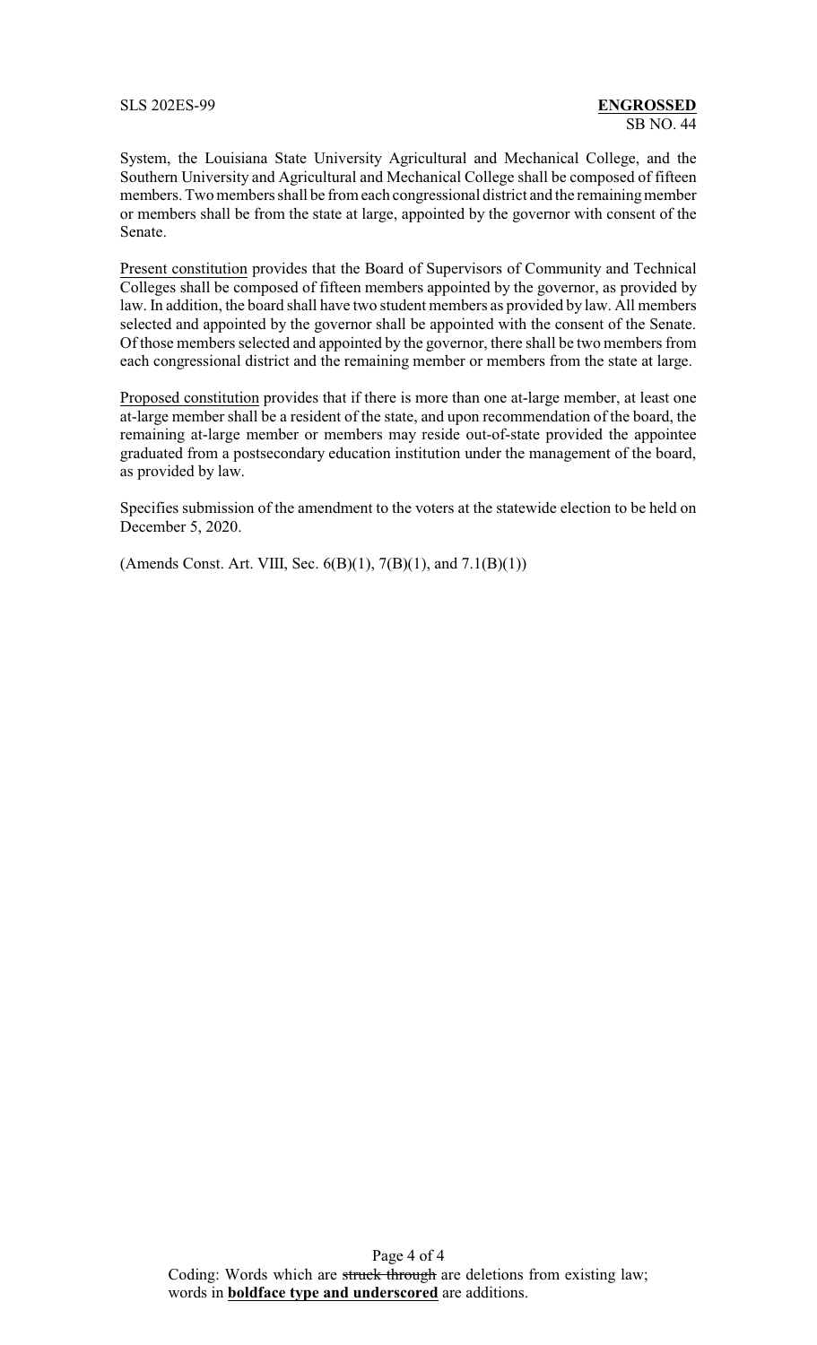System, the Louisiana State University Agricultural and Mechanical College, and the Southern University and Agricultural and Mechanical College shall be composed of fifteen members. Two members shall be from each congressional district and the remaining member or members shall be from the state at large, appointed by the governor with consent of the Senate.

<u>Present constitution</u> provides that the Board of Supervisors of Community and Technical Colleges shall be composed of fifteen members appointed by the governor, as provided by law. In addition, the board shall have two student members as provided by law. All members selected and appointed by the governor shall be appointed with the consent of the Senate. Of those members selected and appointed by the governor, there shall be two members from each congressional district and the remaining member or members from the state at large.

<u>Proposed constitution</u> provides that if there is more than one at-large member, at least one at-large member shall be a resident of the state, and upon recommendation of the board, the remaining at-large member or members may reside out-of-state provided the appointee graduated from a postsecondary education institution under the management of the board, as provided by law.

Specifies submission of the amendment to the voters at the statewide election to be held on December 5, 2020.

(Amends Const. Art. VIII, Sec. 6(B)(1), 7(B)(1), and 7.1(B)(1))

Coding: Words which are ~~struck through~~ are deletions from existing law; words in **<u>boldface type and underscored</u>** are additions.